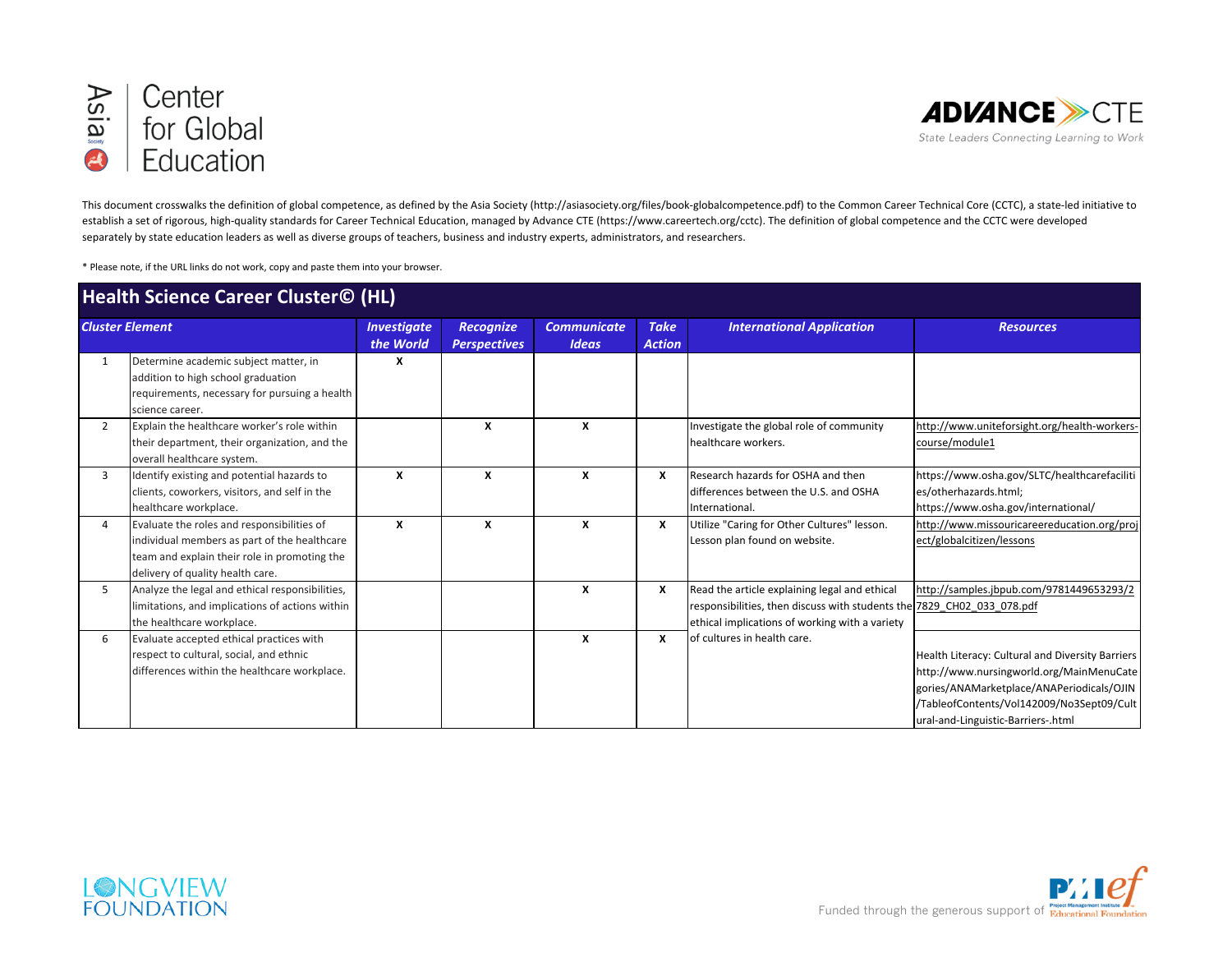This document crosswalks the definition of global competence, as defined by the Asia Society (http://asiasociety.org/files/book-globalcompetence.pdf) to the Common Career Technical Core (CCTC), a state-led initiative to establish a set of rigorous, high-quality standards for Career Technical Education, managed by Advance CTE (https://www.careertech.org/cctc). The definition of global competence and the CCTC were developed separately by state education leaders as well as diverse groups of teachers, business and industry experts, administrators, and researchers.

* Please note, if the URL links do not work, copy and paste them into your browser.

## Health Science Career Cluster© (HL)

| Cluster Element | | Investigate the World | Recognize Perspectives | Communicate Ideas | Take Action | International Application | Resources |
|---|---|---|---|---|---|---|---|
| 1 | Determine academic subject matter, in addition to high school graduation requirements, necessary for pursuing a health science career. | X | | | | | |
| 2 | Explain the healthcare worker's role within their department, their organization, and the overall healthcare system. | | X | X | | Investigate the global role of community healthcare workers. | http://www.uniteforsight.org/health-workers-course/module1 |
| 3 | Identify existing and potential hazards to clients, coworkers, visitors, and self in the healthcare workplace. | X | X | X | X | Research hazards for OSHA and then differences between the U.S. and OSHA International. | https://www.osha.gov/SLTC/healthcarefacilities/otherhazards.html; https://www.osha.gov/international/ |
| 4 | Evaluate the roles and responsibilities of individual members as part of the healthcare team and explain their role in promoting the delivery of quality health care. | X | X | X | X | Utilize "Caring for Other Cultures" lesson. Lesson plan found on website. | http://www.missouricareereducation.org/project/globalcitizen/lessons |
| 5 | Analyze the legal and ethical responsibilities, limitations, and implications of actions within the healthcare workplace. | | | X | X | Read the article explaining legal and ethical responsibilities, then discuss with students the ethical implications of working with a variety of cultures in health care. | http://samples.jbpub.com/9781449653293/27829_CH02_033_078.pdf |
| 6 | Evaluate accepted ethical practices with respect to cultural, social, and ethnic differences within the healthcare workplace. | | | X | X | | Health Literacy: Cultural and Diversity Barriers http://www.nursingworld.org/MainMenuCategories/ANAMarketplace/ANAPeriodicals/OJIN/TableofContents/Vol142009/No3Sept09/Cultural-and-Linguistic-Barriers-.html |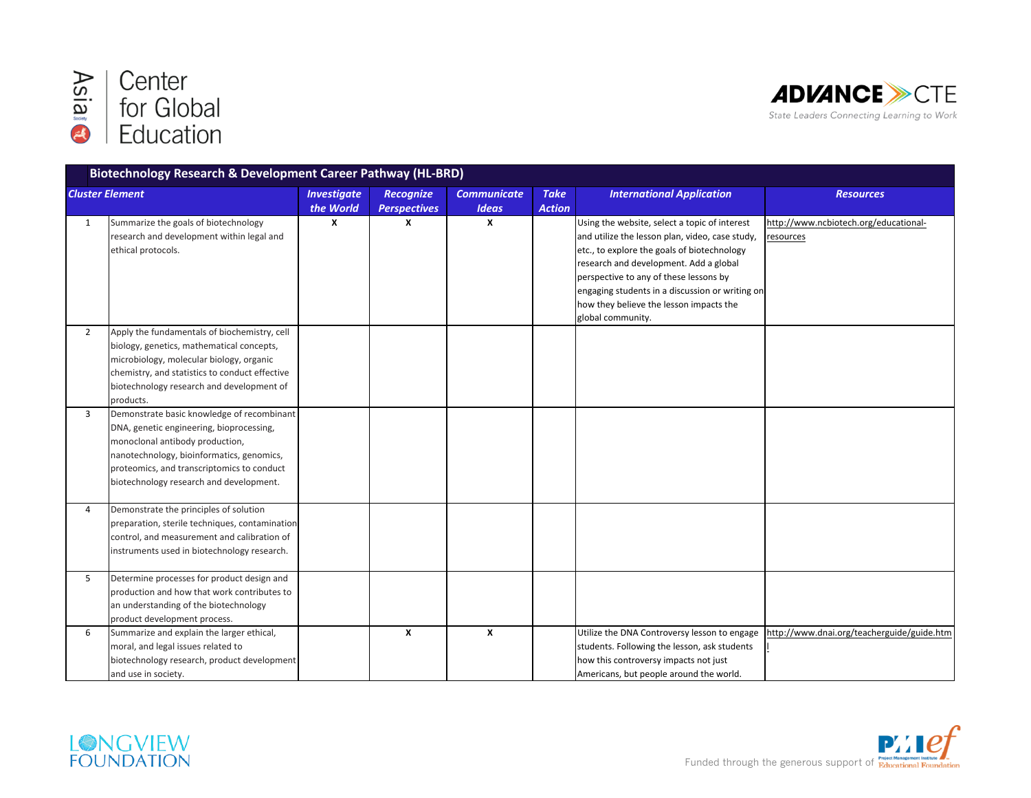| Biotechnology Research & Development Career Pathway (HL-BRD) | | | | | | | |
|---|---|---|---|---|---|---|---|
| ***Cluster Element*** | | ***Investigate the World*** | ***Recognize Perspectives*** | ***Communicate Ideas*** | ***Take Action*** | ***International Application*** | ***Resources*** |
| 1 | Summarize the goals of biotechnology research and development within legal and ethical protocols. | X | X | X | | Using the website, select a topic of interest and utilize the lesson plan, video, case study, etc., to explore the goals of biotechnology research and development. Add a global perspective to any of these lessons by engaging students in a discussion or writing on how they believe the lesson impacts the global community. | http://www.ncbiotech.org/educational-resources |
| 2 | Apply the fundamentals of biochemistry, cell biology, genetics, mathematical concepts, microbiology, molecular biology, organic chemistry, and statistics to conduct effective biotechnology research and development of products. | | | | | | |
| 3 | Demonstrate basic knowledge of recombinant DNA, genetic engineering, bioprocessing, monoclonal antibody production, nanotechnology, bioinformatics, genomics, proteomics, and transcriptomics to conduct biotechnology research and development. | | | | | | |
| 4 | Demonstrate the principles of solution preparation, sterile techniques, contamination control, and measurement and calibration of instruments used in biotechnology research. | | | | | | |
| 5 | Determine processes for product design and production and how that work contributes to an understanding of the biotechnology product development process. | | | | | | |
| 6 | Summarize and explain the larger ethical, moral, and legal issues related to biotechnology research, product development and use in society. | | X | X | | Utilize the DNA Controversy lesson to engage students. Following the lesson, ask students how this controversy impacts not just Americans, but people around the world. | http://www.dnai.org/teacherguide/guide.html |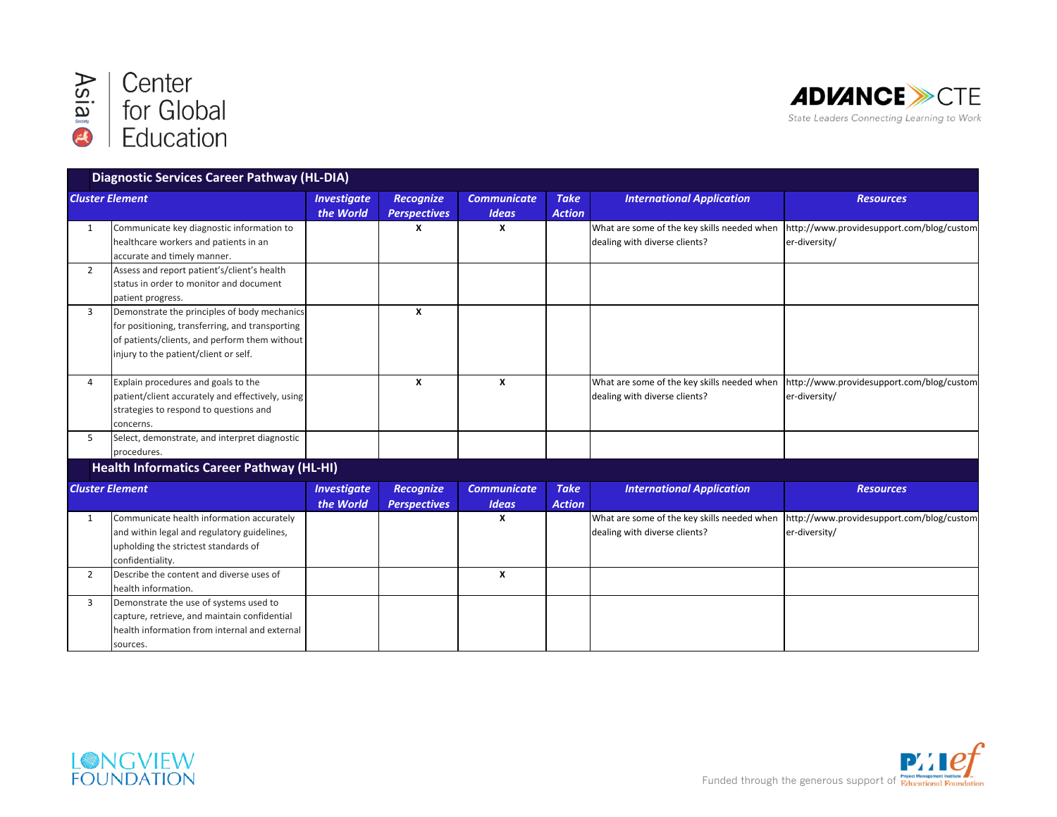Asia Society Center for Global Education

ADVANCE CTE — State Leaders Connecting Learning to Work

## Diagnostic Services Career Pathway (HL-DIA)

| Cluster Element | | Investigate the World | Recognize Perspectives | Communicate Ideas | Take Action | International Application | Resources |
|---|---|---|---|---|---|---|---|
| 1 | Communicate key diagnostic information to healthcare workers and patients in an accurate and timely manner. | | X | X | | What are some of the key skills needed when dealing with diverse clients? | http://www.providesupport.com/blog/customer-diversity/ |
| 2 | Assess and report patient's/client's health status in order to monitor and document patient progress. | | | | | | |
| 3 | Demonstrate the principles of body mechanics for positioning, transferring, and transporting of patients/clients, and perform them without injury to the patient/client or self. | | X | | | | |
| 4 | Explain procedures and goals to the patient/client accurately and effectively, using strategies to respond to questions and concerns. | | X | X | | What are some of the key skills needed when dealing with diverse clients? | http://www.providesupport.com/blog/customer-diversity/ |
| 5 | Select, demonstrate, and interpret diagnostic procedures. | | | | | | |

## Health Informatics Career Pathway (HL-HI)

| Cluster Element | | Investigate the World | Recognize Perspectives | Communicate Ideas | Take Action | International Application | Resources |
|---|---|---|---|---|---|---|---|
| 1 | Communicate health information accurately and within legal and regulatory guidelines, upholding the strictest standards of confidentiality. | | | X | | What are some of the key skills needed when dealing with diverse clients? | http://www.providesupport.com/blog/customer-diversity/ |
| 2 | Describe the content and diverse uses of health information. | | | X | | | |
| 3 | Demonstrate the use of systems used to capture, retrieve, and maintain confidential health information from internal and external sources. | | | | | | |

LONGVIEW FOUNDATION

Funded through the generous support of PMIef Project Management Institute Educational Foundation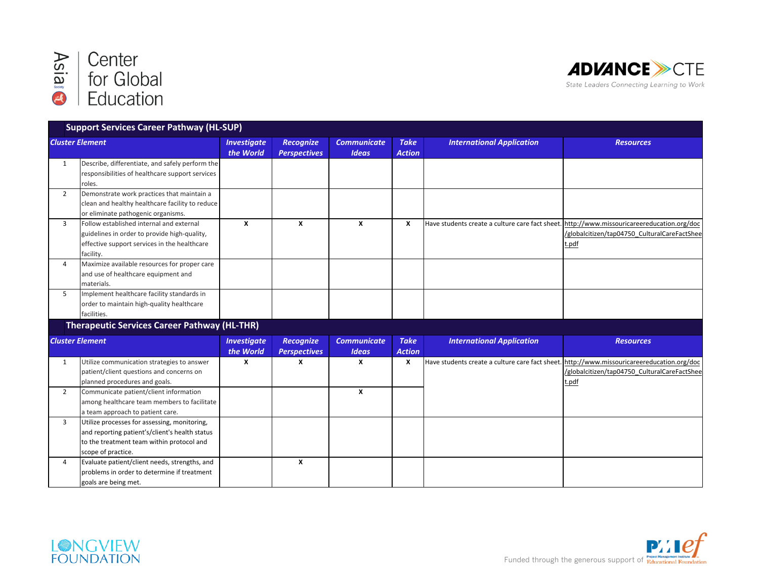## Support Services Career Pathway (HL-SUP)

| Cluster Element | | Investigate the World | Recognize Perspectives | Communicate Ideas | Take Action | International Application | Resources |
|---|---|---|---|---|---|---|---|
| 1 | Describe, differentiate, and safely perform the responsibilities of healthcare support services roles. | | | | | | |
| 2 | Demonstrate work practices that maintain a clean and healthy healthcare facility to reduce or eliminate pathogenic organisms. | | | | | | |
| 3 | Follow established internal and external guidelines in order to provide high-quality, effective support services in the healthcare facility. | X | X | X | X | Have students create a culture care fact sheet. | http://www.missouricareereducation.org/doc/globalcitizen/tap04750_CulturalCareFactSheet.pdf |
| 4 | Maximize available resources for proper care and use of healthcare equipment and materials. | | | | | | |
| 5 | Implement healthcare facility standards in order to maintain high-quality healthcare facilities. | | | | | | |

## Therapeutic Services Career Pathway (HL-THR)

| Cluster Element | | Investigate the World | Recognize Perspectives | Communicate Ideas | Take Action | International Application | Resources |
|---|---|---|---|---|---|---|---|
| 1 | Utilize communication strategies to answer patient/client questions and concerns on planned procedures and goals. | X | X | X | X | Have students create a culture care fact sheet. | http://www.missouricareereducation.org/doc/globalcitizen/tap04750_CulturalCareFactSheet.pdf |
| 2 | Communicate patient/client information among healthcare team members to facilitate a team approach to patient care. | | | X | | | |
| 3 | Utilize processes for assessing, monitoring, and reporting patient's/client's health status to the treatment team within protocol and scope of practice. | | | | | | |
| 4 | Evaluate patient/client needs, strengths, and problems in order to determine if treatment goals are being met. | | X | | | | |

Funded through the generous support of